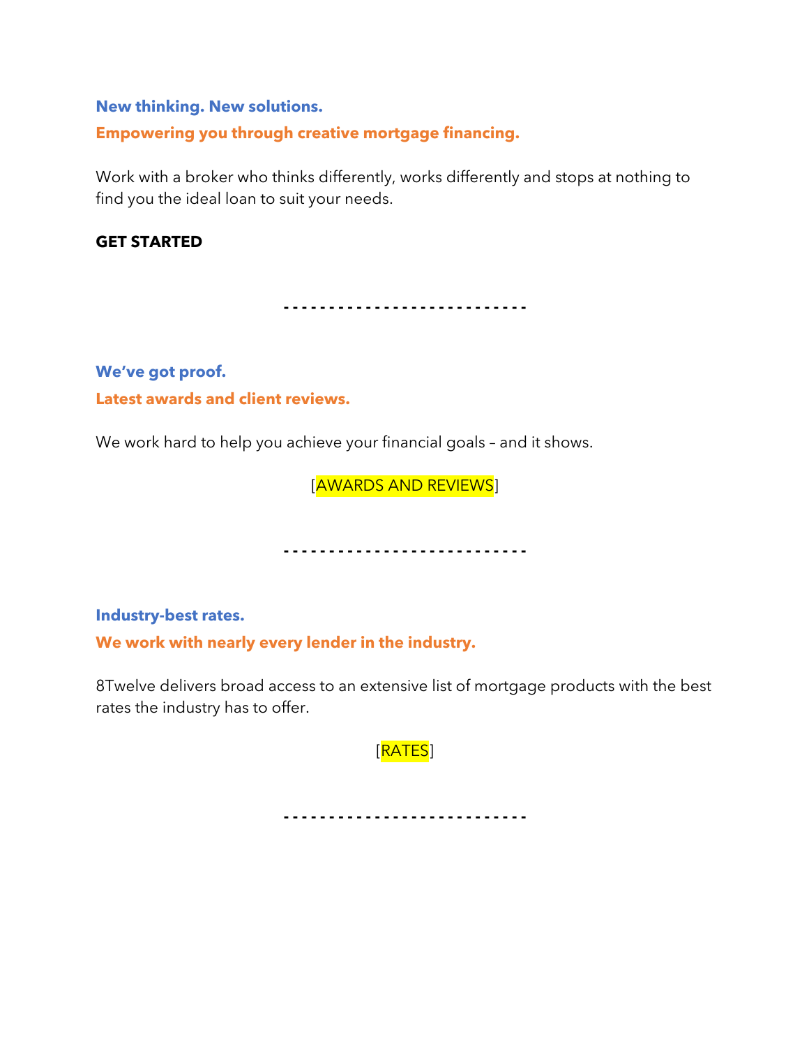**New thinking. New solutions.**

**Empowering you through creative mortgage financing.**

Work with a broker who thinks differently, works differently and stops at nothing to find you the ideal loan to suit your needs.

**GET STARTED**

- - - - - - - - - - - - - - - - - - - - - - - - - -

**We've got proof.**

**Latest awards and client reviews.**

We work hard to help you achieve your financial goals – and it shows.

[AWARDS AND REVIEWS]

- - - - - - - - - - - - - - - - - - - - - - - - - -

**Industry-best rates.**

**We work with nearly every lender in the industry.**

8Twelve delivers broad access to an extensive list of mortgage products with the best rates the industry has to offer.

[RATES]

- - - - - - - - - - - - - - - - - - - - - - - - - -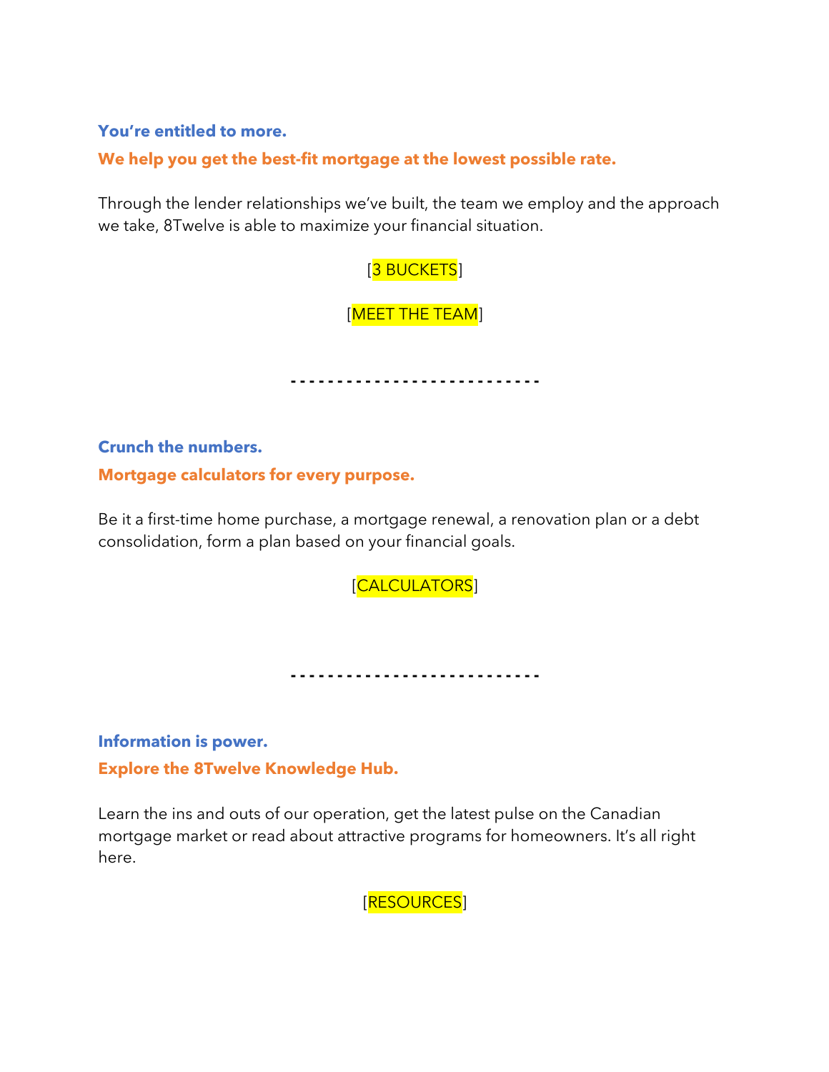**You're entitled to more.**

**We help you get the best-fit mortgage at the lowest possible rate.**

Through the lender relationships we've built, the team we employ and the approach we take, 8Twelve is able to maximize your financial situation.

[3 BUCKETS]

[MEET THE TEAM]

- - - - - - - - - - - - - - - - - - - - - - - - - -

**Crunch the numbers.**

**Mortgage calculators for every purpose.**

Be it a first-time home purchase, a mortgage renewal, a renovation plan or a debt consolidation, form a plan based on your financial goals.

[CALCULATORS]

- - - - - - - - - - - - - - - - - - - - - - - - - -

**Information is power.**

**Explore the 8Twelve Knowledge Hub.**

Learn the ins and outs of our operation, get the latest pulse on the Canadian mortgage market or read about attractive programs for homeowners. It's all right here.

[RESOURCES]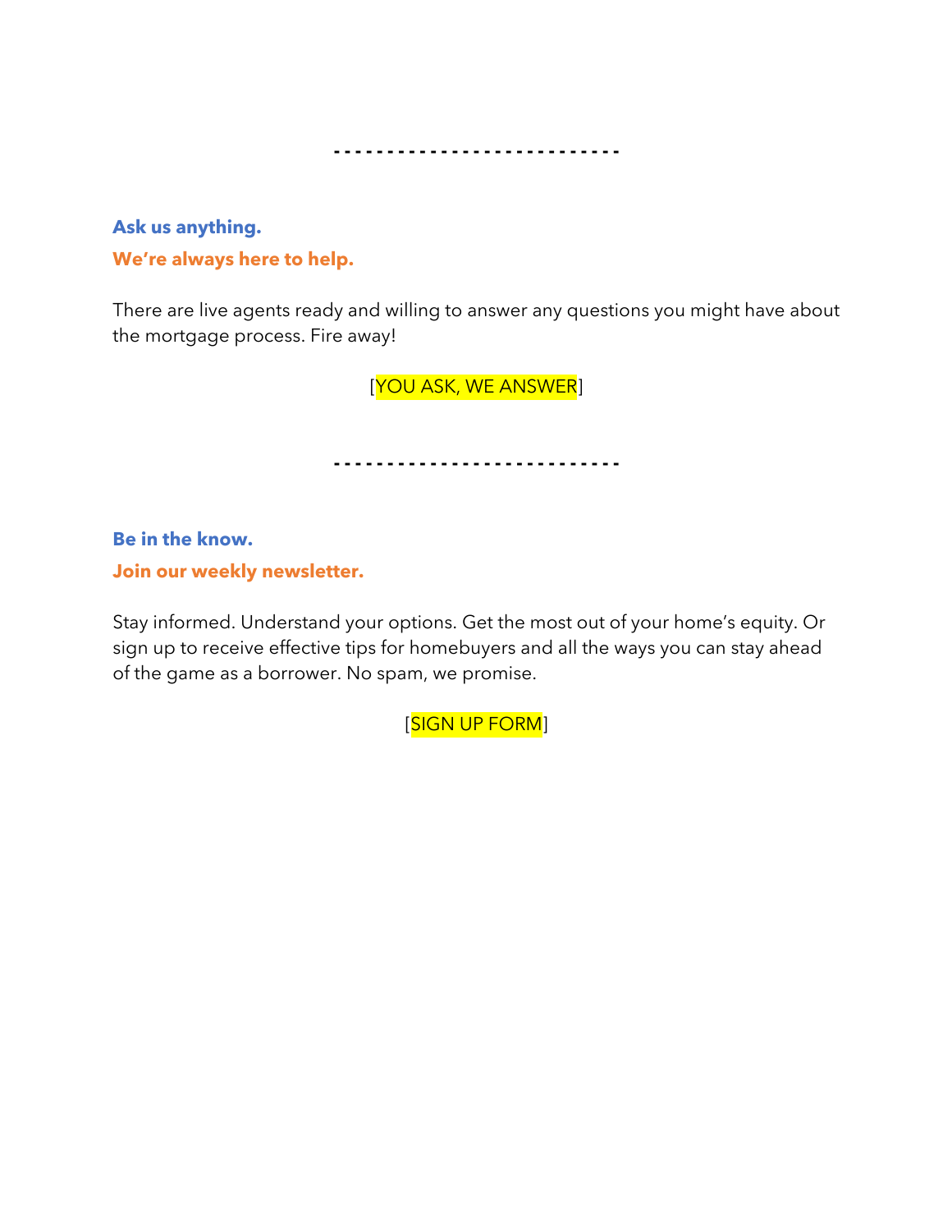- - - - - - - - - - - - - - - - - - - - - - - - - -

**Ask us anything.**

**We're always here to help.**

There are live agents ready and willing to answer any questions you might have about the mortgage process. Fire away!

[YOU ASK, WE ANSWER]

- - - - - - - - - - - - - - - - - - - - - - - - - -

**Be in the know.**

**Join our weekly newsletter.**

Stay informed. Understand your options. Get the most out of your home's equity. Or sign up to receive effective tips for homebuyers and all the ways you can stay ahead of the game as a borrower. No spam, we promise.

[SIGN UP FORM]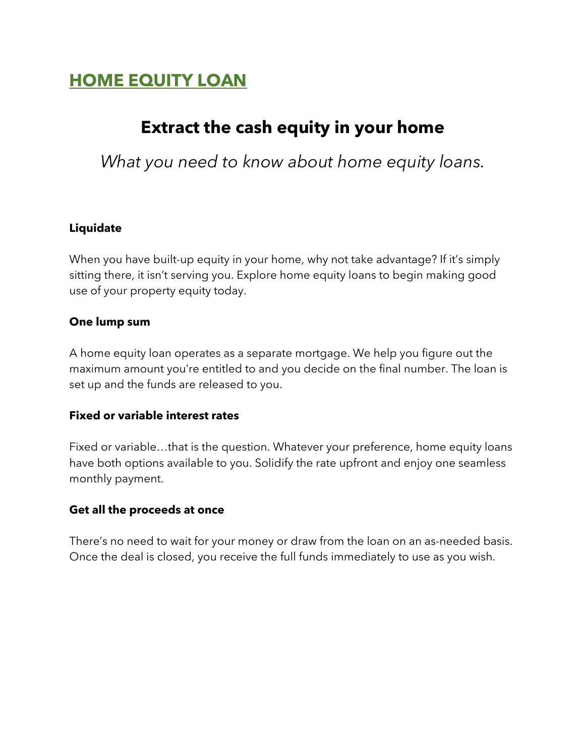# HOME EQUITY LOAN

## Extract the cash equity in your home

*What you need to know about home equity loans.*

**Liquidate**

When you have built-up equity in your home, why not take advantage? If it's simply sitting there, it isn't serving you. Explore home equity loans to begin making good use of your property equity today.

**One lump sum**

A home equity loan operates as a separate mortgage. We help you figure out the maximum amount you're entitled to and you decide on the final number. The loan is set up and the funds are released to you.

**Fixed or variable interest rates**

Fixed or variable…that is the question. Whatever your preference, home equity loans have both options available to you. Solidify the rate upfront and enjoy one seamless monthly payment.

**Get all the proceeds at once**

There's no need to wait for your money or draw from the loan on an as-needed basis. Once the deal is closed, you receive the full funds immediately to use as you wish.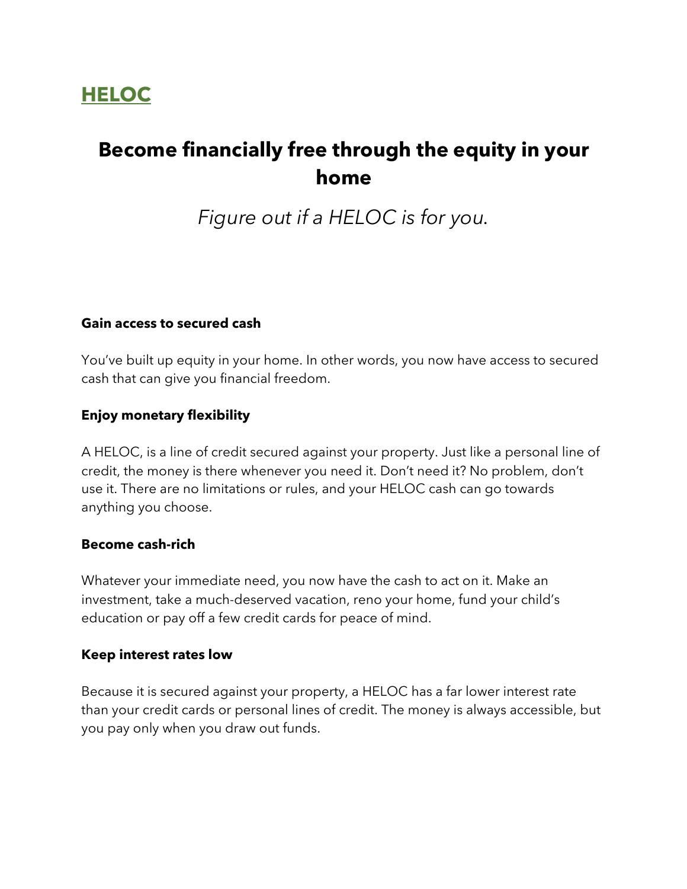## HELOC

# Become financially free through the equity in your home

*Figure out if a HELOC is for you.*

**Gain access to secured cash**

You've built up equity in your home. In other words, you now have access to secured cash that can give you financial freedom.

**Enjoy monetary flexibility**

A HELOC, is a line of credit secured against your property. Just like a personal line of credit, the money is there whenever you need it. Don't need it? No problem, don't use it. There are no limitations or rules, and your HELOC cash can go towards anything you choose.

**Become cash-rich**

Whatever your immediate need, you now have the cash to act on it. Make an investment, take a much-deserved vacation, reno your home, fund your child's education or pay off a few credit cards for peace of mind.

**Keep interest rates low**

Because it is secured against your property, a HELOC has a far lower interest rate than your credit cards or personal lines of credit. The money is always accessible, but you pay only when you draw out funds.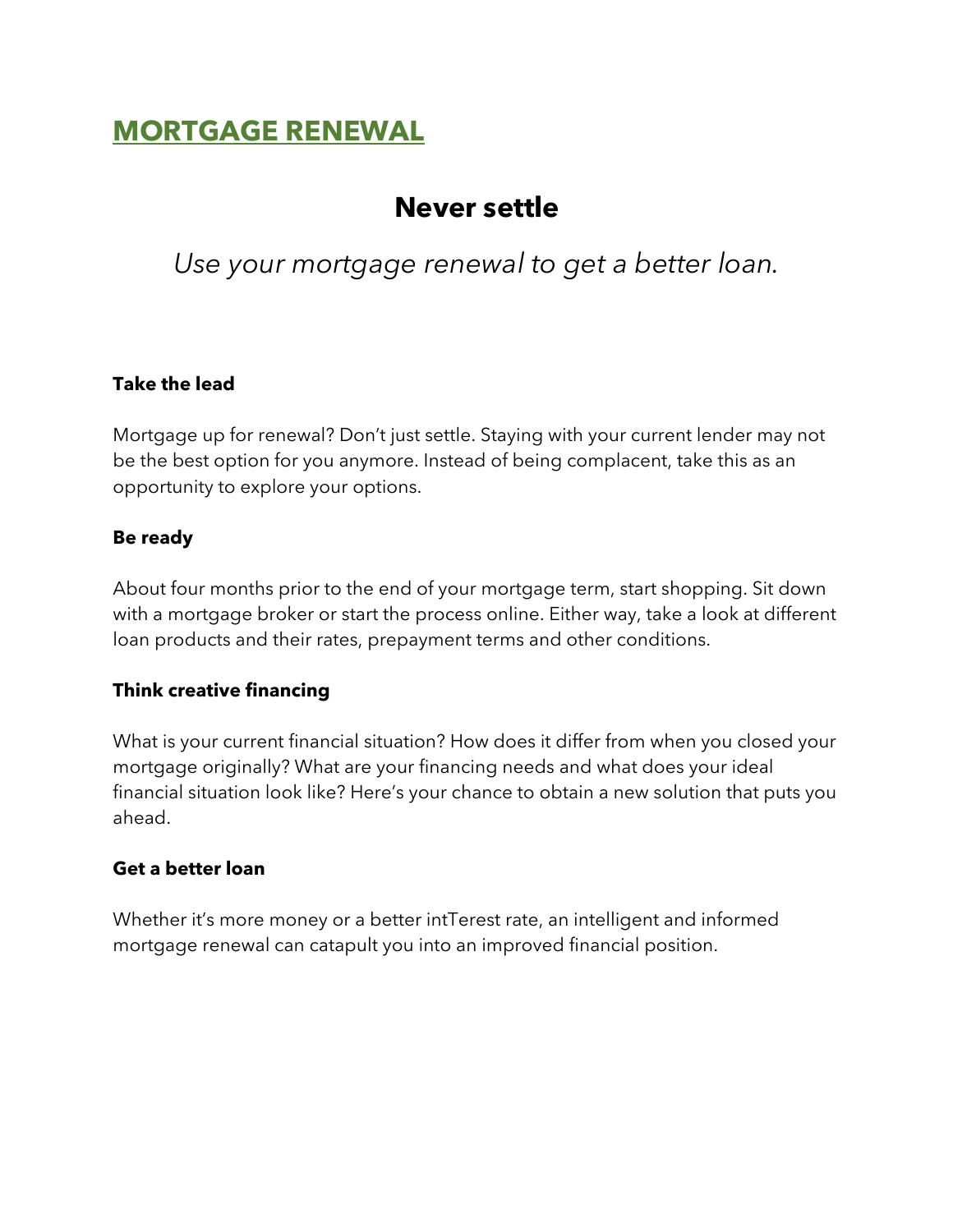# MORTGAGE RENEWAL

## Never settle

*Use your mortgage renewal to get a better loan.*

**Take the lead**

Mortgage up for renewal? Don't just settle. Staying with your current lender may not be the best option for you anymore. Instead of being complacent, take this as an opportunity to explore your options.

**Be ready**

About four months prior to the end of your mortgage term, start shopping. Sit down with a mortgage broker or start the process online. Either way, take a look at different loan products and their rates, prepayment terms and other conditions.

**Think creative financing**

What is your current financial situation? How does it differ from when you closed your mortgage originally? What are your financing needs and what does your ideal financial situation look like? Here's your chance to obtain a new solution that puts you ahead.

**Get a better loan**

Whether it's more money or a better intTerest rate, an intelligent and informed mortgage renewal can catapult you into an improved financial position.